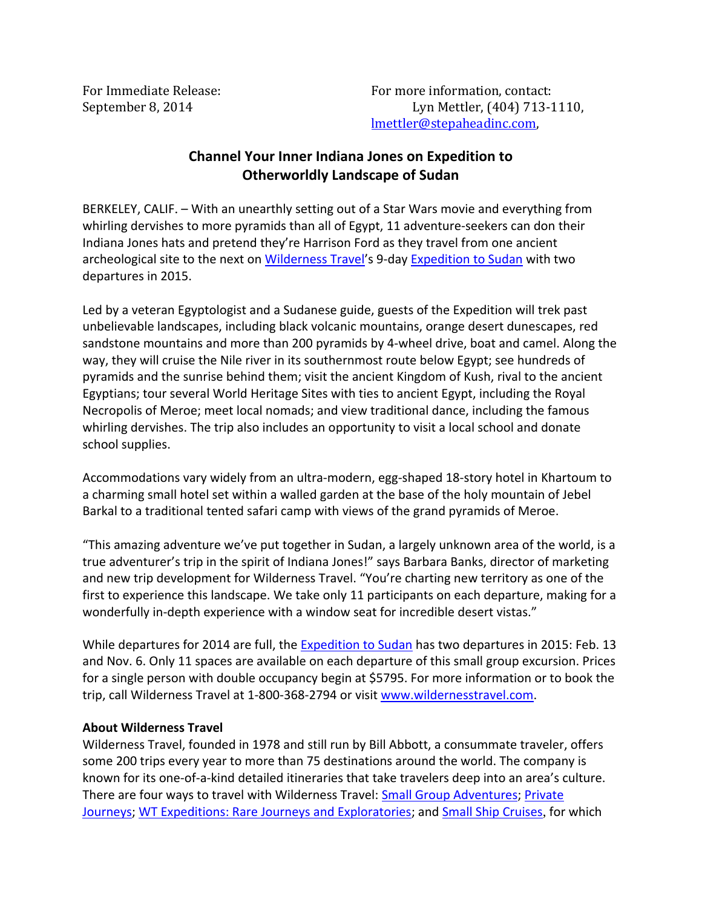For Immediate Release:
September 8, 2014

For more information, contact:
Lyn Mettler, (404) 713-1110,
lmettler@stepaheadinc.com,

## Channel Your Inner Indiana Jones on Expedition to Otherworldly Landscape of Sudan

BERKELEY, CALIF. – With an unearthly setting out of a Star Wars movie and everything from whirling dervishes to more pyramids than all of Egypt, 11 adventure-seekers can don their Indiana Jones hats and pretend they're Harrison Ford as they travel from one ancient archeological site to the next on Wilderness Travel's 9-day Expedition to Sudan with two departures in 2015.

Led by a veteran Egyptologist and a Sudanese guide, guests of the Expedition will trek past unbelievable landscapes, including black volcanic mountains, orange desert dunescapes, red sandstone mountains and more than 200 pyramids by 4-wheel drive, boat and camel. Along the way, they will cruise the Nile river in its southernmost route below Egypt; see hundreds of pyramids and the sunrise behind them; visit the ancient Kingdom of Kush, rival to the ancient Egyptians; tour several World Heritage Sites with ties to ancient Egypt, including the Royal Necropolis of Meroe; meet local nomads; and view traditional dance, including the famous whirling dervishes. The trip also includes an opportunity to visit a local school and donate school supplies.

Accommodations vary widely from an ultra-modern, egg-shaped 18-story hotel in Khartoum to a charming small hotel set within a walled garden at the base of the holy mountain of Jebel Barkal to a traditional tented safari camp with views of the grand pyramids of Meroe.

"This amazing adventure we've put together in Sudan, a largely unknown area of the world, is a true adventurer's trip in the spirit of Indiana Jones!" says Barbara Banks, director of marketing and new trip development for Wilderness Travel. "You're charting new territory as one of the first to experience this landscape. We take only 11 participants on each departure, making for a wonderfully in-depth experience with a window seat for incredible desert vistas."

While departures for 2014 are full, the Expedition to Sudan has two departures in 2015: Feb. 13 and Nov. 6. Only 11 spaces are available on each departure of this small group excursion. Prices for a single person with double occupancy begin at $5795. For more information or to book the trip, call Wilderness Travel at 1-800-368-2794 or visit www.wildernesstravel.com.

**About Wilderness Travel**
Wilderness Travel, founded in 1978 and still run by Bill Abbott, a consummate traveler, offers some 200 trips every year to more than 75 destinations around the world. The company is known for its one-of-a-kind detailed itineraries that take travelers deep into an area's culture. There are four ways to travel with Wilderness Travel: Small Group Adventures; Private Journeys; WT Expeditions: Rare Journeys and Exploratories; and Small Ship Cruises, for which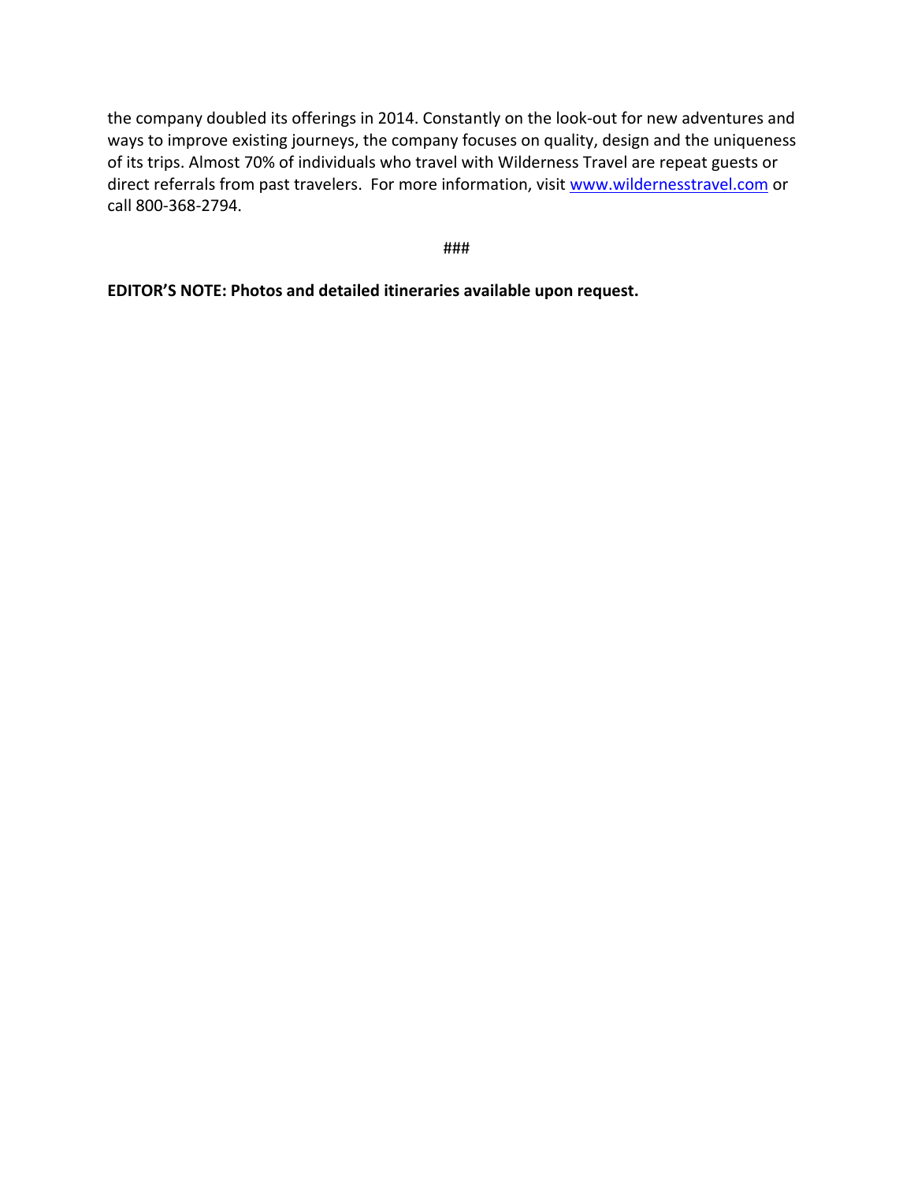the company doubled its offerings in 2014. Constantly on the look-out for new adventures and ways to improve existing journeys, the company focuses on quality, design and the uniqueness of its trips. Almost 70% of individuals who travel with Wilderness Travel are repeat guests or direct referrals from past travelers. For more information, visit [www.wildernesstravel.com](http://www.wildernesstravel.com) or call 800-368-2794.

###

**EDITOR'S NOTE: Photos and detailed itineraries available upon request.**